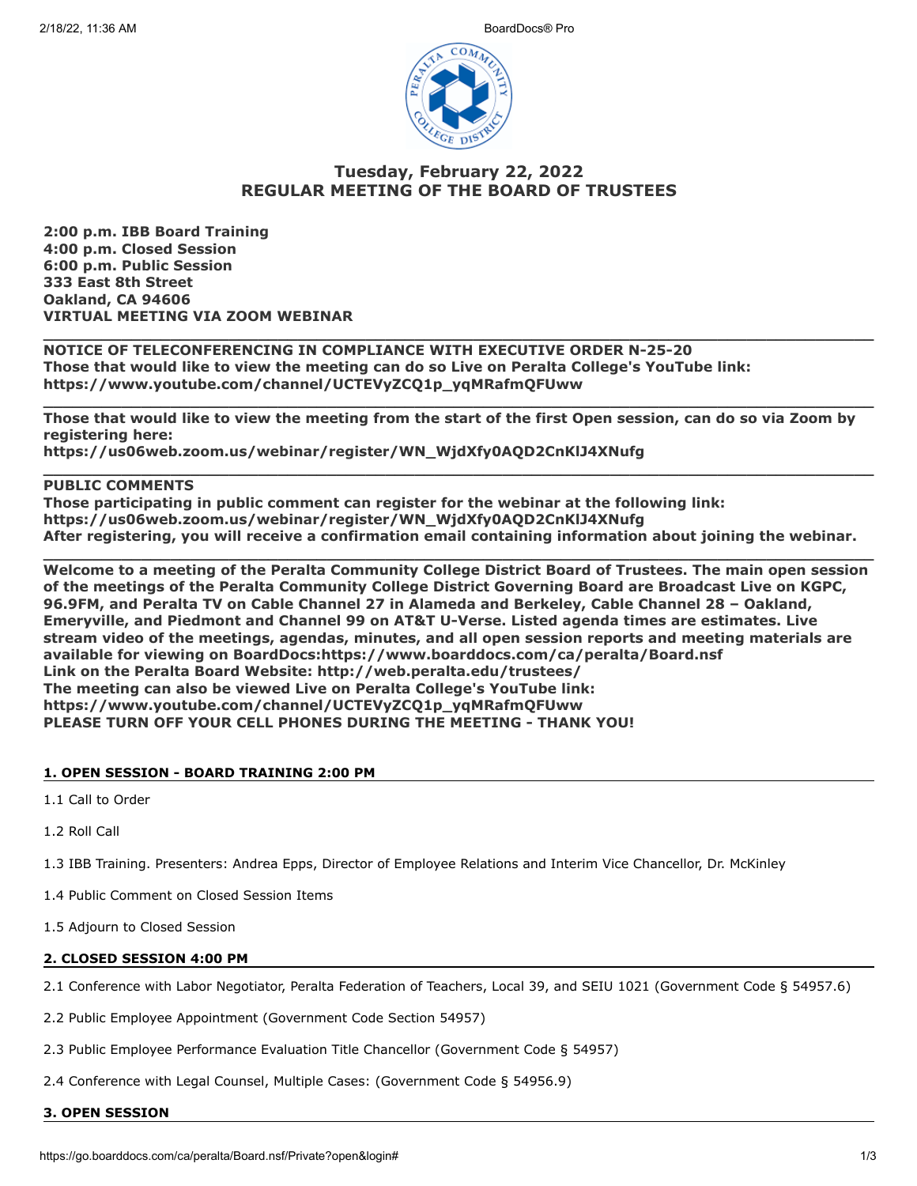# Tuesday, February 22, 2022
# REGULAR MEETING OF THE BOARD OF TRUSTEES

**2:00 p.m. IBB Board Training**
**4:00 p.m. Closed Session**
**6:00 p.m. Public Session**
**333 East 8th Street**
**Oakland, CA 94606**
**VIRTUAL MEETING VIA ZOOM WEBINAR**

---

**NOTICE OF TELECONFERENCING IN COMPLIANCE WITH EXECUTIVE ORDER N-25-20**
**Those that would like to view the meeting can do so Live on Peralta College's YouTube link: https://www.youtube.com/channel/UCTEVyZCQ1p_yqMRafmQFUww**

---

**Those that would like to view the meeting from the start of the first Open session, can do so via Zoom by registering here:**
**https://us06web.zoom.us/webinar/register/WN_WjdXfy0AQD2CnKlJ4XNufg**

---

**PUBLIC COMMENTS**
**Those participating in public comment can register for the webinar at the following link:**
**https://us06web.zoom.us/webinar/register/WN_WjdXfy0AQD2CnKlJ4XNufg**
**After registering, you will receive a confirmation email containing information about joining the webinar.**

---

**Welcome to a meeting of the Peralta Community College District Board of Trustees. The main open session of the meetings of the Peralta Community College District Governing Board are Broadcast Live on KGPC, 96.9FM, and Peralta TV on Cable Channel 27 in Alameda and Berkeley, Cable Channel 28 – Oakland, Emeryville, and Piedmont and Channel 99 on AT&T U-Verse. Listed agenda times are estimates. Live stream video of the meetings, agendas, minutes, and all open session reports and meeting materials are available for viewing on BoardDocs:https://www.boarddocs.com/ca/peralta/Board.nsf**
**Link on the Peralta Board Website: http://web.peralta.edu/trustees/**
**The meeting can also be viewed Live on Peralta College's YouTube link: https://www.youtube.com/channel/UCTEVyZCQ1p_yqMRafmQFUww**
**PLEASE TURN OFF YOUR CELL PHONES DURING THE MEETING - THANK YOU!**

## 1. OPEN SESSION - BOARD TRAINING 2:00 PM

1.1 Call to Order

1.2 Roll Call

1.3 IBB Training. Presenters: Andrea Epps, Director of Employee Relations and Interim Vice Chancellor, Dr. McKinley

1.4 Public Comment on Closed Session Items

1.5 Adjourn to Closed Session

## 2. CLOSED SESSION 4:00 PM

2.1 Conference with Labor Negotiator, Peralta Federation of Teachers, Local 39, and SEIU 1021 (Government Code § 54957.6)

2.2 Public Employee Appointment (Government Code Section 54957)

2.3 Public Employee Performance Evaluation Title Chancellor (Government Code § 54957)

2.4 Conference with Legal Counsel, Multiple Cases: (Government Code § 54956.9)

## 3. OPEN SESSION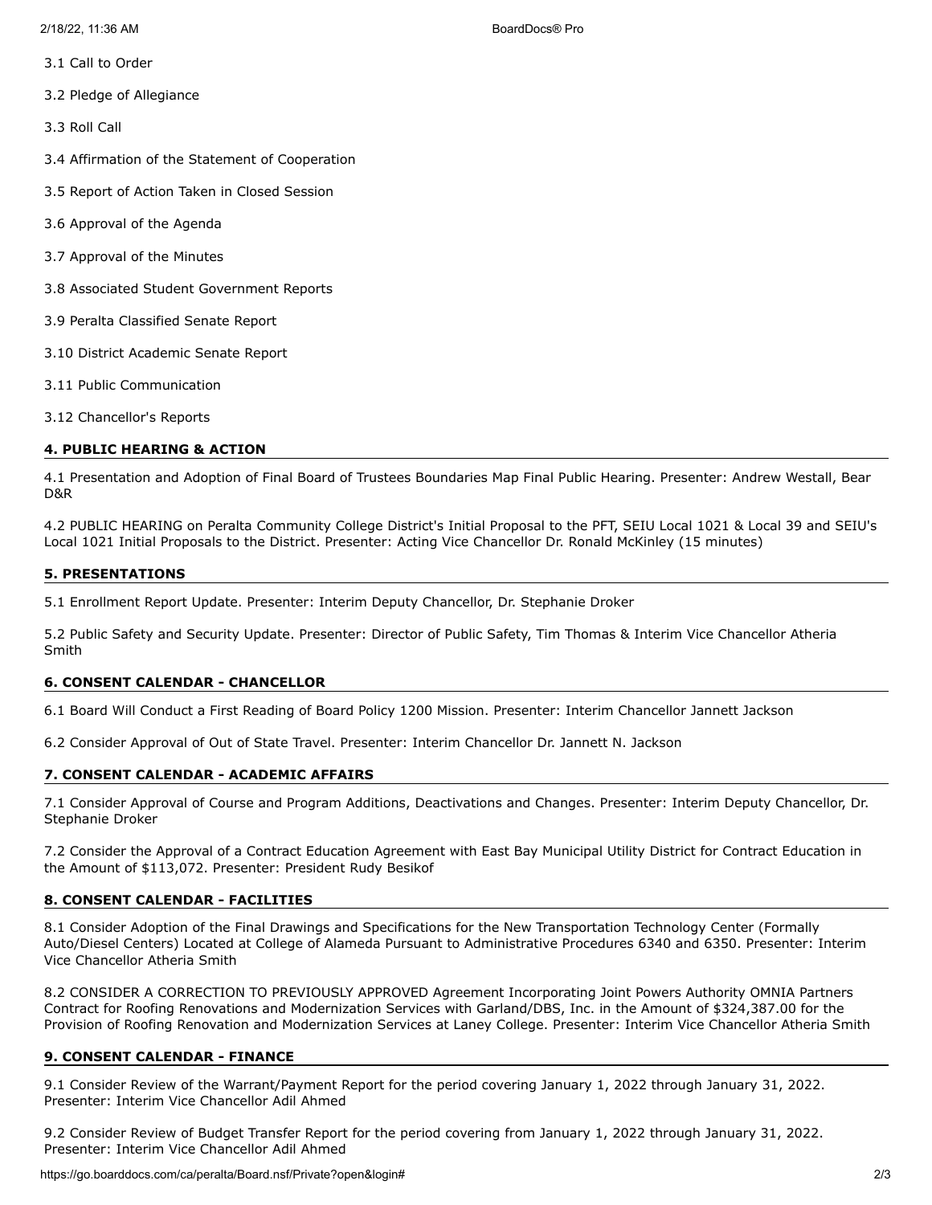3.1 Call to Order

3.2 Pledge of Allegiance

3.3 Roll Call

3.4 Affirmation of the Statement of Cooperation

3.5 Report of Action Taken in Closed Session

3.6 Approval of the Agenda

3.7 Approval of the Minutes

3.8 Associated Student Government Reports

3.9 Peralta Classified Senate Report

3.10 District Academic Senate Report

3.11 Public Communication

3.12 Chancellor's Reports

**4. PUBLIC HEARING & ACTION**

4.1 Presentation and Adoption of Final Board of Trustees Boundaries Map Final Public Hearing. Presenter: Andrew Westall, Bear D&R

4.2 PUBLIC HEARING on Peralta Community College District's Initial Proposal to the PFT, SEIU Local 1021 & Local 39 and SEIU's Local 1021 Initial Proposals to the District. Presenter: Acting Vice Chancellor Dr. Ronald McKinley (15 minutes)

**5. PRESENTATIONS**

5.1 Enrollment Report Update. Presenter: Interim Deputy Chancellor, Dr. Stephanie Droker

5.2 Public Safety and Security Update. Presenter: Director of Public Safety, Tim Thomas & Interim Vice Chancellor Atheria Smith

**6. CONSENT CALENDAR - CHANCELLOR**

6.1 Board Will Conduct a First Reading of Board Policy 1200 Mission. Presenter: Interim Chancellor Jannett Jackson

6.2 Consider Approval of Out of State Travel. Presenter: Interim Chancellor Dr. Jannett N. Jackson

**7. CONSENT CALENDAR - ACADEMIC AFFAIRS**

7.1 Consider Approval of Course and Program Additions, Deactivations and Changes. Presenter: Interim Deputy Chancellor, Dr. Stephanie Droker

7.2 Consider the Approval of a Contract Education Agreement with East Bay Municipal Utility District for Contract Education in the Amount of $113,072. Presenter: President Rudy Besikof

**8. CONSENT CALENDAR - FACILITIES**

8.1 Consider Adoption of the Final Drawings and Specifications for the New Transportation Technology Center (Formally Auto/Diesel Centers) Located at College of Alameda Pursuant to Administrative Procedures 6340 and 6350. Presenter: Interim Vice Chancellor Atheria Smith

8.2 CONSIDER A CORRECTION TO PREVIOUSLY APPROVED Agreement Incorporating Joint Powers Authority OMNIA Partners Contract for Roofing Renovations and Modernization Services with Garland/DBS, Inc. in the Amount of $324,387.00 for the Provision of Roofing Renovation and Modernization Services at Laney College. Presenter: Interim Vice Chancellor Atheria Smith

**9. CONSENT CALENDAR - FINANCE**

9.1 Consider Review of the Warrant/Payment Report for the period covering January 1, 2022 through January 31, 2022. Presenter: Interim Vice Chancellor Adil Ahmed

9.2 Consider Review of Budget Transfer Report for the period covering from January 1, 2022 through January 31, 2022. Presenter: Interim Vice Chancellor Adil Ahmed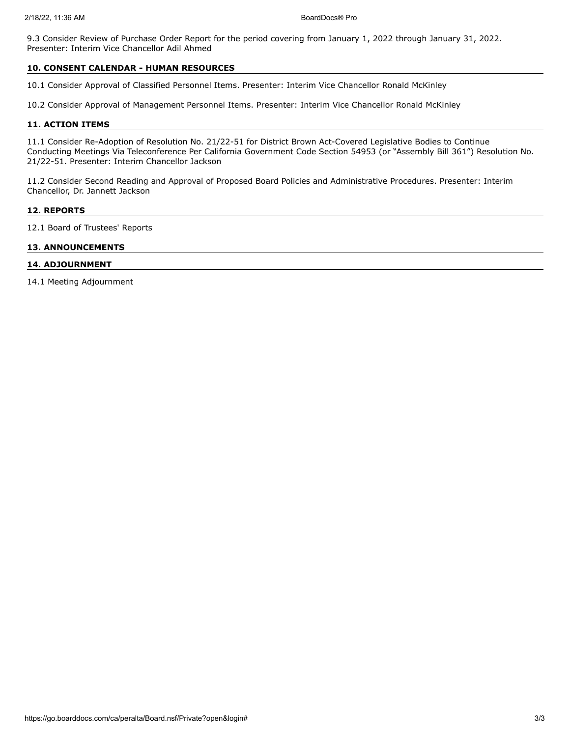9.3 Consider Review of Purchase Order Report for the period covering from January 1, 2022 through January 31, 2022. Presenter: Interim Vice Chancellor Adil Ahmed

## 10. CONSENT CALENDAR - HUMAN RESOURCES

10.1 Consider Approval of Classified Personnel Items. Presenter: Interim Vice Chancellor Ronald McKinley

10.2 Consider Approval of Management Personnel Items. Presenter: Interim Vice Chancellor Ronald McKinley

## 11. ACTION ITEMS

11.1 Consider Re-Adoption of Resolution No. 21/22-51 for District Brown Act-Covered Legislative Bodies to Continue Conducting Meetings Via Teleconference Per California Government Code Section 54953 (or "Assembly Bill 361") Resolution No. 21/22-51. Presenter: Interim Chancellor Jackson

11.2 Consider Second Reading and Approval of Proposed Board Policies and Administrative Procedures. Presenter: Interim Chancellor, Dr. Jannett Jackson

## 12. REPORTS

12.1 Board of Trustees' Reports

## 13. ANNOUNCEMENTS

## 14. ADJOURNMENT

14.1 Meeting Adjournment